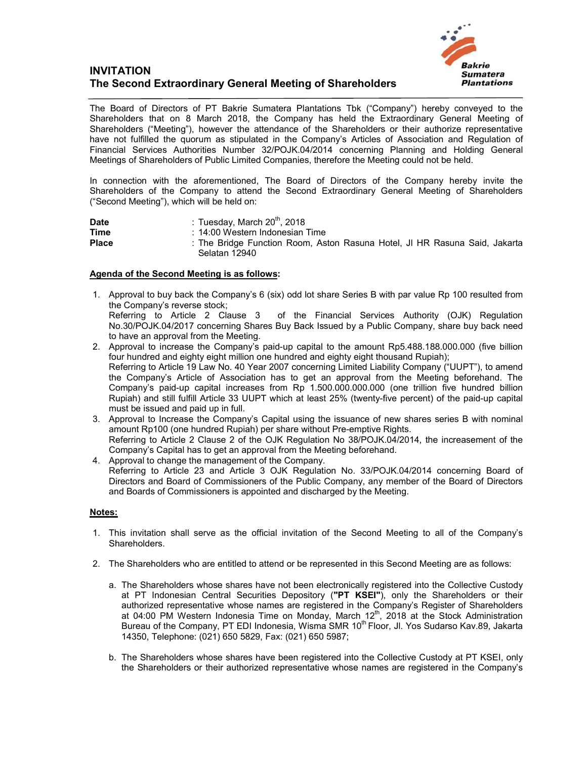# INVITATION
## The Second Extraordinary General Meeting of Shareholders

The Board of Directors of PT Bakrie Sumatera Plantations Tbk ("Company") hereby conveyed to the Shareholders that on 8 March 2018, the Company has held the Extraordinary General Meeting of Shareholders ("Meeting"), however the attendance of the Shareholders or their authorize representative have not fulfilled the quorum as stipulated in the Company's Articles of Association and Regulation of Financial Services Authorities Number 32/POJK.04/2014 concerning Planning and Holding General Meetings of Shareholders of Public Limited Companies, therefore the Meeting could not be held.

In connection with the aforementioned, The Board of Directors of the Company hereby invite the Shareholders of the Company to attend the Second Extraordinary General Meeting of Shareholders ("Second Meeting"), which will be held on:

| | |
|---|---|
| **Date** | : Tuesday, March 20th, 2018 |
| **Time** | : 14:00 Western Indonesian Time |
| **Place** | : The Bridge Function Room, Aston Rasuna Hotel, Jl HR Rasuna Said, Jakarta Selatan 12940 |

**<u>Agenda of the Second Meeting is as follows</u>:**

1. Approval to buy back the Company's 6 (six) odd lot share Series B with par value Rp 100 resulted from the Company's reverse stock;
   Referring to Article 2 Clause 3 of the Financial Services Authority (OJK) Regulation No.30/POJK.04/2017 concerning Shares Buy Back Issued by a Public Company, share buy back need to have an approval from the Meeting.
2. Approval to increase the Company's paid-up capital to the amount Rp5.488.188.000.000 (five billion four hundred and eighty eight million one hundred and eighty eight thousand Rupiah);
   Referring to Article 19 Law No. 40 Year 2007 concerning Limited Liability Company ("UUPT"), to amend the Company's Article of Association has to get an approval from the Meeting beforehand. The Company's paid-up capital increases from Rp 1.500.000.000.000 (one trillion five hundred billion Rupiah) and still fulfill Article 33 UUPT which at least 25% (twenty-five percent) of the paid-up capital must be issued and paid up in full.
3. Approval to Increase the Company's Capital using the issuance of new shares series B with nominal amount Rp100 (one hundred Rupiah) per share without Pre-emptive Rights.
   Referring to Article 2 Clause 2 of the OJK Regulation No 38/POJK.04/2014, the increasement of the Company's Capital has to get an approval from the Meeting beforehand.
4. Approval to change the management of the Company.
   Referring to Article 23 and Article 3 OJK Regulation No. 33/POJK.04/2014 concerning Board of Directors and Board of Commissioners of the Public Company, any member of the Board of Directors and Boards of Commissioners is appointed and discharged by the Meeting.

**<u>Notes:</u>**

1. This invitation shall serve as the official invitation of the Second Meeting to all of the Company's Shareholders.

2. The Shareholders who are entitled to attend or be represented in this Second Meeting are as follows:

   a. The Shareholders whose shares have not been electronically registered into the Collective Custody at PT Indonesian Central Securities Depository (**"PT KSEI"**), only the Shareholders or their authorized representative whose names are registered in the Company's Register of Shareholders at 04:00 PM Western Indonesia Time on Monday, March 12th, 2018 at the Stock Administration Bureau of the Company, PT EDI Indonesia, Wisma SMR 10th Floor, Jl. Yos Sudarso Kav.89, Jakarta 14350, Telephone: (021) 650 5829, Fax: (021) 650 5987;

   b. The Shareholders whose shares have been registered into the Collective Custody at PT KSEI, only the Shareholders or their authorized representative whose names are registered in the Company's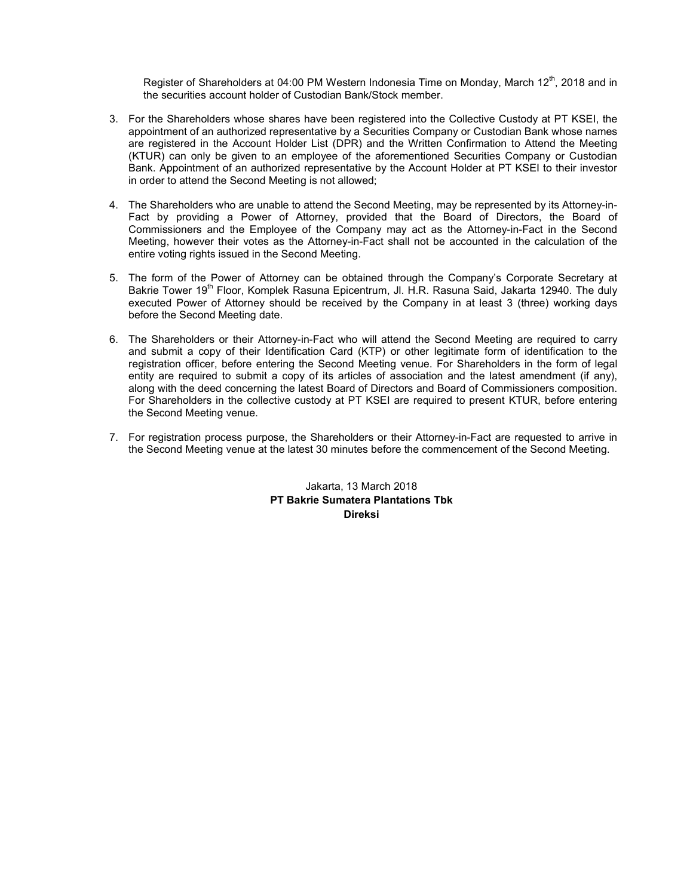Register of Shareholders at 04:00 PM Western Indonesia Time on Monday, March 12th, 2018 and in the securities account holder of Custodian Bank/Stock member.

3. For the Shareholders whose shares have been registered into the Collective Custody at PT KSEI, the appointment of an authorized representative by a Securities Company or Custodian Bank whose names are registered in the Account Holder List (DPR) and the Written Confirmation to Attend the Meeting (KTUR) can only be given to an employee of the aforementioned Securities Company or Custodian Bank. Appointment of an authorized representative by the Account Holder at PT KSEI to their investor in order to attend the Second Meeting is not allowed;

4. The Shareholders who are unable to attend the Second Meeting, may be represented by its Attorney-in-Fact by providing a Power of Attorney, provided that the Board of Directors, the Board of Commissioners and the Employee of the Company may act as the Attorney-in-Fact in the Second Meeting, however their votes as the Attorney-in-Fact shall not be accounted in the calculation of the entire voting rights issued in the Second Meeting.

5. The form of the Power of Attorney can be obtained through the Company's Corporate Secretary at Bakrie Tower 19th Floor, Komplek Rasuna Epicentrum, Jl. H.R. Rasuna Said, Jakarta 12940. The duly executed Power of Attorney should be received by the Company in at least 3 (three) working days before the Second Meeting date.

6. The Shareholders or their Attorney-in-Fact who will attend the Second Meeting are required to carry and submit a copy of their Identification Card (KTP) or other legitimate form of identification to the registration officer, before entering the Second Meeting venue. For Shareholders in the form of legal entity are required to submit a copy of its articles of association and the latest amendment (if any), along with the deed concerning the latest Board of Directors and Board of Commissioners composition. For Shareholders in the collective custody at PT KSEI are required to present KTUR, before entering the Second Meeting venue.

7. For registration process purpose, the Shareholders or their Attorney-in-Fact are requested to arrive in the Second Meeting venue at the latest 30 minutes before the commencement of the Second Meeting.

Jakarta, 13 March 2018

**PT Bakrie Sumatera Plantations Tbk**

**Direksi**